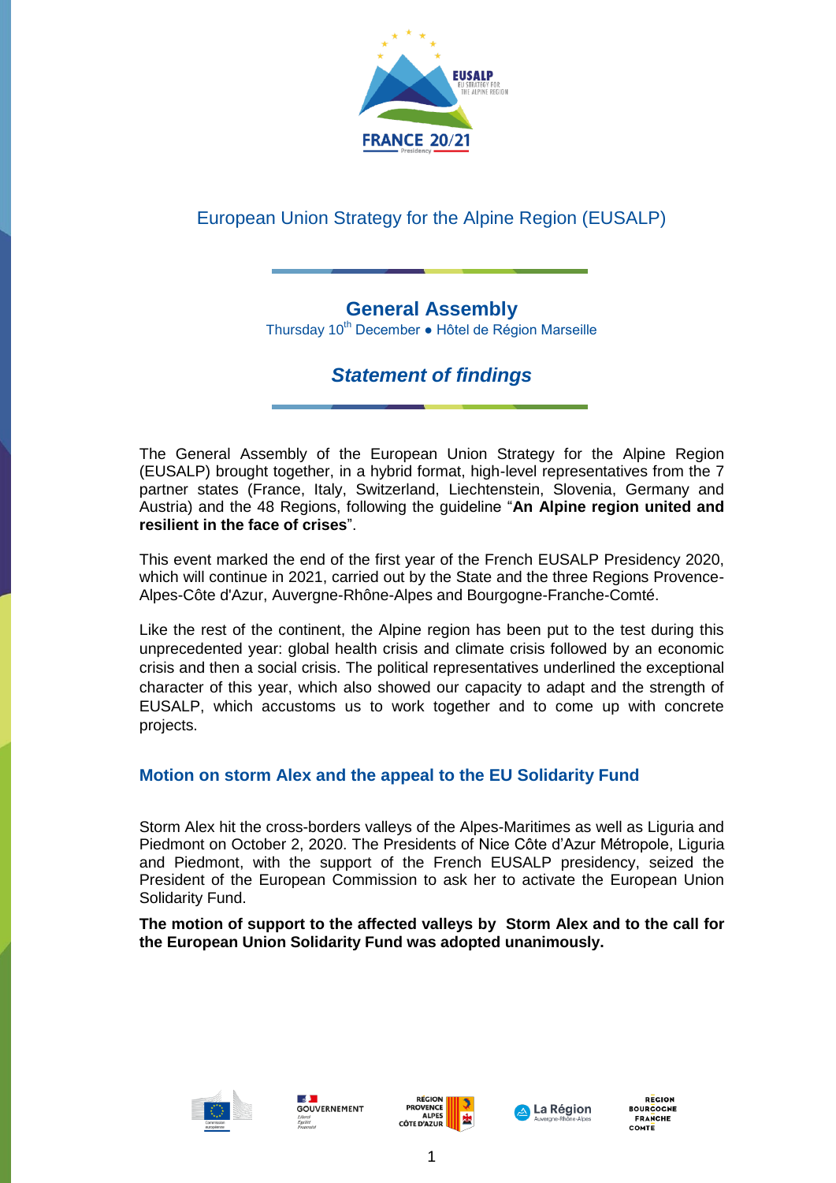European Union Strategy for the Alpine Region (EUSALP)

# General Assembly

Thursday 10th December ● Hôtel de Région Marseille

## *Statement of findings*

The General Assembly of the European Union Strategy for the Alpine Region (EUSALP) brought together, in a hybrid format, high-level representatives from the 7 partner states (France, Italy, Switzerland, Liechtenstein, Slovenia, Germany and Austria) and the 48 Regions, following the guideline "**An Alpine region united and resilient in the face of crises**".

This event marked the end of the first year of the French EUSALP Presidency 2020, which will continue in 2021, carried out by the State and the three Regions Provence-Alpes-Côte d'Azur, Auvergne-Rhône-Alpes and Bourgogne-Franche-Comté.

Like the rest of the continent, the Alpine region has been put to the test during this unprecedented year: global health crisis and climate crisis followed by an economic crisis and then a social crisis. The political representatives underlined the exceptional character of this year, which also showed our capacity to adapt and the strength of EUSALP, which accustoms us to work together and to come up with concrete projects.

### Motion on storm Alex and the appeal to the EU Solidarity Fund

Storm Alex hit the cross-borders valleys of the Alpes-Maritimes as well as Liguria and Piedmont on October 2, 2020. The Presidents of Nice Côte d'Azur Métropole, Liguria and Piedmont, with the support of the French EUSALP presidency, seized the President of the European Commission to ask her to activate the European Union Solidarity Fund.

**The motion of support to the affected valleys by Storm Alex and to the call for the European Union Solidarity Fund was adopted unanimously.**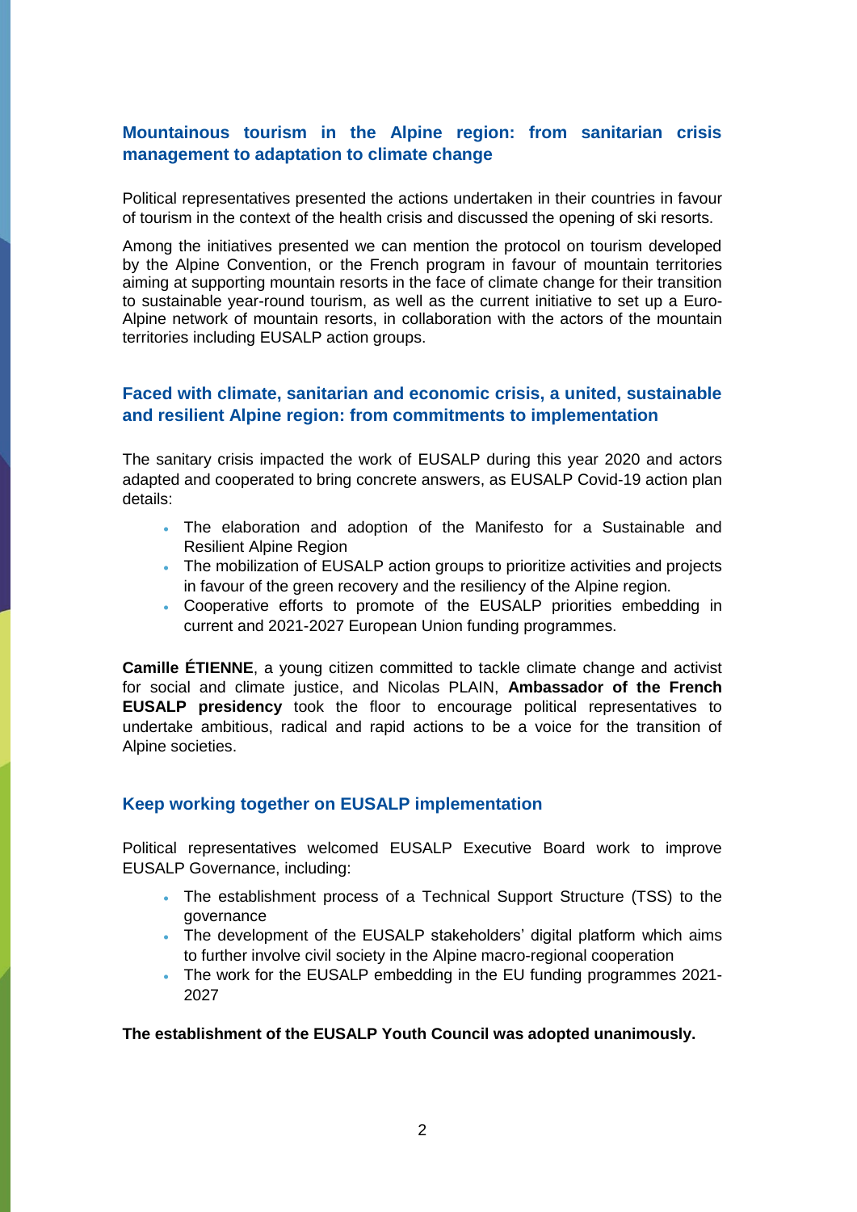## Mountainous tourism in the Alpine region: from sanitarian crisis management to adaptation to climate change

Political representatives presented the actions undertaken in their countries in favour of tourism in the context of the health crisis and discussed the opening of ski resorts.

Among the initiatives presented we can mention the protocol on tourism developed by the Alpine Convention, or the French program in favour of mountain territories aiming at supporting mountain resorts in the face of climate change for their transition to sustainable year-round tourism, as well as the current initiative to set up a Euro-Alpine network of mountain resorts, in collaboration with the actors of the mountain territories including EUSALP action groups.

## Faced with climate, sanitarian and economic crisis, a united, sustainable and resilient Alpine region: from commitments to implementation

The sanitary crisis impacted the work of EUSALP during this year 2020 and actors adapted and cooperated to bring concrete answers, as EUSALP Covid-19 action plan details:

- The elaboration and adoption of the Manifesto for a Sustainable and Resilient Alpine Region
- The mobilization of EUSALP action groups to prioritize activities and projects in favour of the green recovery and the resiliency of the Alpine region.
- Cooperative efforts to promote of the EUSALP priorities embedding in current and 2021-2027 European Union funding programmes.

**Camille ÉTIENNE**, a young citizen committed to tackle climate change and activist for social and climate justice, and Nicolas PLAIN, **Ambassador of the French EUSALP presidency** took the floor to encourage political representatives to undertake ambitious, radical and rapid actions to be a voice for the transition of Alpine societies.

## Keep working together on EUSALP implementation

Political representatives welcomed EUSALP Executive Board work to improve EUSALP Governance, including:

- The establishment process of a Technical Support Structure (TSS) to the governance
- The development of the EUSALP stakeholders' digital platform which aims to further involve civil society in the Alpine macro-regional cooperation
- The work for the EUSALP embedding in the EU funding programmes 2021-2027

**The establishment of the EUSALP Youth Council was adopted unanimously.**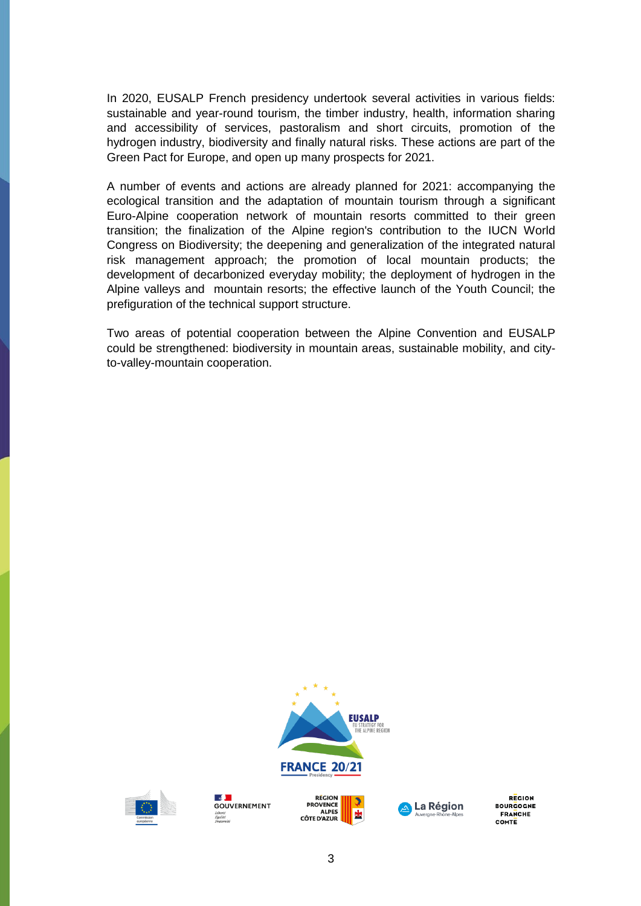In 2020, EUSALP French presidency undertook several activities in various fields: sustainable and year-round tourism, the timber industry, health, information sharing and accessibility of services, pastoralism and short circuits, promotion of the hydrogen industry, biodiversity and finally natural risks. These actions are part of the Green Pact for Europe, and open up many prospects for 2021.

A number of events and actions are already planned for 2021: accompanying the ecological transition and the adaptation of mountain tourism through a significant Euro-Alpine cooperation network of mountain resorts committed to their green transition; the finalization of the Alpine region's contribution to the IUCN World Congress on Biodiversity; the deepening and generalization of the integrated natural risk management approach; the promotion of local mountain products; the development of decarbonized everyday mobility; the deployment of hydrogen in the Alpine valleys and mountain resorts; the effective launch of the Youth Council; the prefiguration of the technical support structure.

Two areas of potential cooperation between the Alpine Convention and EUSALP could be strengthened: biodiversity in mountain areas, sustainable mobility, and city-to-valley-mountain cooperation.